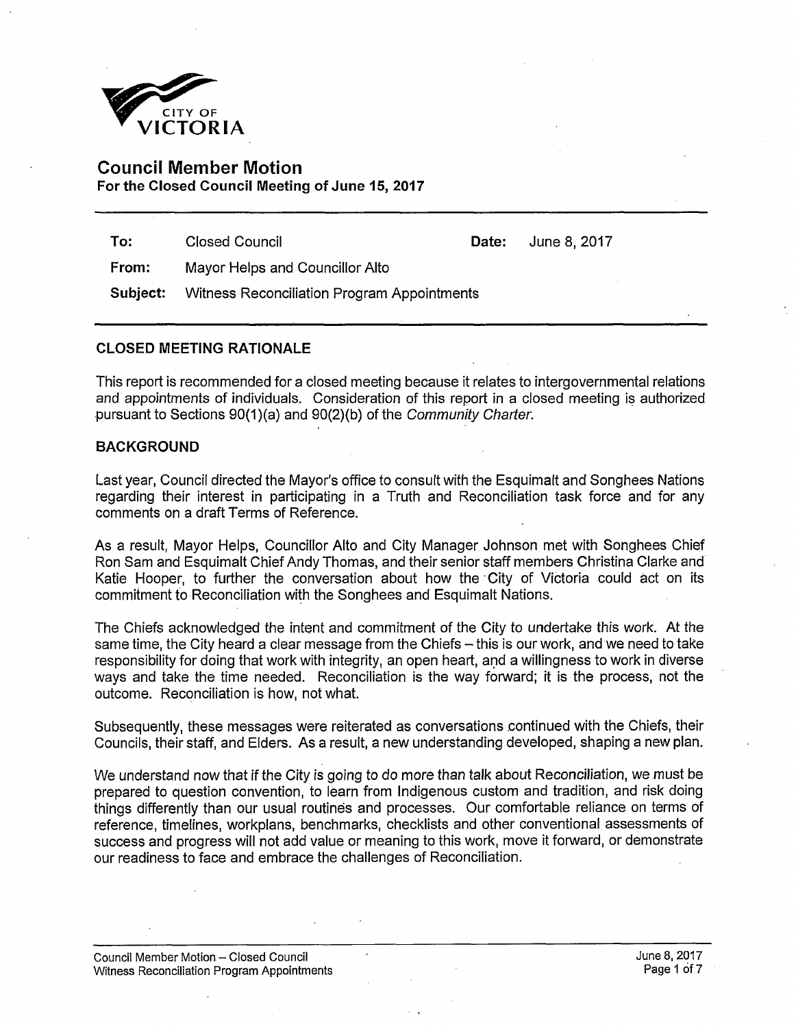CITY OF VICTORIA

# Council Member Motion

**For the Closed Council Meeting of June 15, 2017**

**To:** Closed Council **Date:** June 8, 2017

**From:** Mayor Helps and Councillor Alto

**Subject:** Witness Reconciliation Program Appointments

## CLOSED MEETING RATIONALE

This report is recommended for a closed meeting because it relates to intergovernmental relations and appointments of individuals. Consideration of this report in a closed meeting is authorized pursuant to Sections 90(1)(a) and 90(2)(b) of the *Community Charter*.

## BACKGROUND

Last year, Council directed the Mayor's office to consult with the Esquimalt and Songhees Nations regarding their interest in participating in a Truth and Reconciliation task force and for any comments on a draft Terms of Reference.

As a result, Mayor Helps, Councillor Alto and City Manager Johnson met with Songhees Chief Ron Sam and Esquimalt Chief Andy Thomas, and their senior staff members Christina Clarke and Katie Hooper, to further the conversation about how the City of Victoria could act on its commitment to Reconciliation with the Songhees and Esquimalt Nations.

The Chiefs acknowledged the intent and commitment of the City to undertake this work. At the same time, the City heard a clear message from the Chiefs – this is our work, and we need to take responsibility for doing that work with integrity, an open heart, and a willingness to work in diverse ways and take the time needed. Reconciliation is the way forward; it is the process, not the outcome. Reconciliation is how, not what.

Subsequently, these messages were reiterated as conversations continued with the Chiefs, their Councils, their staff, and Elders. As a result, a new understanding developed, shaping a new plan.

We understand now that if the City is going to do more than talk about Reconciliation, we must be prepared to question convention, to learn from Indigenous custom and tradition, and risk doing things differently than our usual routines and processes. Our comfortable reliance on terms of reference, timelines, workplans, benchmarks, checklists and other conventional assessments of success and progress will not add value or meaning to this work, move it forward, or demonstrate our readiness to face and embrace the challenges of Reconciliation.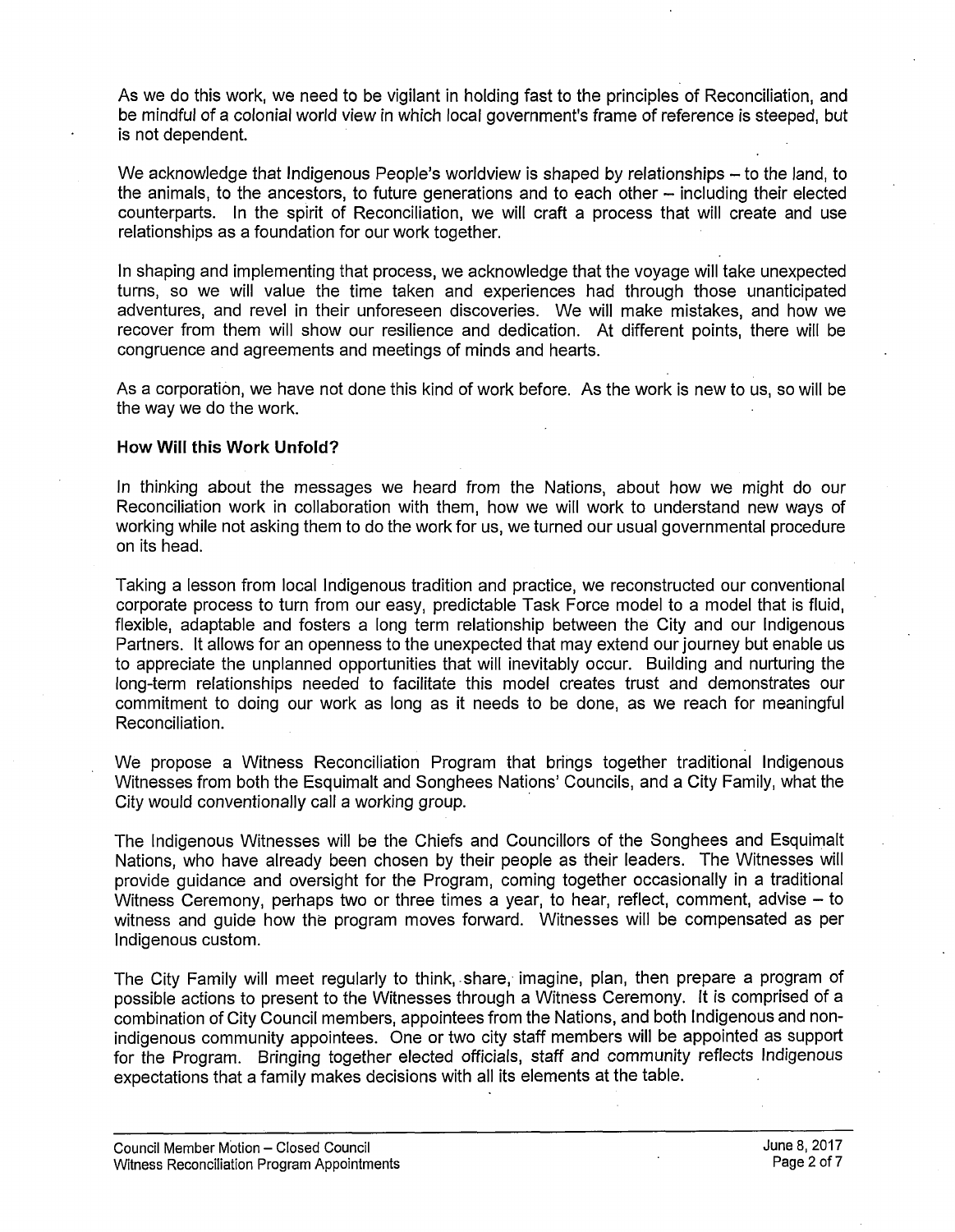As we do this work, we need to be vigilant in holding fast to the principles of Reconciliation, and be mindful of a colonial world view in which local government's frame of reference is steeped, but is not dependent.

We acknowledge that Indigenous People's worldview is shaped by relationships – to the land, to the animals, to the ancestors, to future generations and to each other – including their elected counterparts. In the spirit of Reconciliation, we will craft a process that will create and use relationships as a foundation for our work together.

In shaping and implementing that process, we acknowledge that the voyage will take unexpected turns, so we will value the time taken and experiences had through those unanticipated adventures, and revel in their unforeseen discoveries. We will make mistakes, and how we recover from them will show our resilience and dedication. At different points, there will be congruence and agreements and meetings of minds and hearts.

As a corporation, we have not done this kind of work before. As the work is new to us, so will be the way we do the work.

**How Will this Work Unfold?**

In thinking about the messages we heard from the Nations, about how we might do our Reconciliation work in collaboration with them, how we will work to understand new ways of working while not asking them to do the work for us, we turned our usual governmental procedure on its head.

Taking a lesson from local Indigenous tradition and practice, we reconstructed our conventional corporate process to turn from our easy, predictable Task Force model to a model that is fluid, flexible, adaptable and fosters a long term relationship between the City and our Indigenous Partners. It allows for an openness to the unexpected that may extend our journey but enable us to appreciate the unplanned opportunities that will inevitably occur. Building and nurturing the long-term relationships needed to facilitate this model creates trust and demonstrates our commitment to doing our work as long as it needs to be done, as we reach for meaningful Reconciliation.

We propose a Witness Reconciliation Program that brings together traditional Indigenous Witnesses from both the Esquimalt and Songhees Nations' Councils, and a City Family, what the City would conventionally call a working group.

The Indigenous Witnesses will be the Chiefs and Councillors of the Songhees and Esquimalt Nations, who have already been chosen by their people as their leaders. The Witnesses will provide guidance and oversight for the Program, coming together occasionally in a traditional Witness Ceremony, perhaps two or three times a year, to hear, reflect, comment, advise – to witness and guide how the program moves forward. Witnesses will be compensated as per Indigenous custom.

The City Family will meet regularly to think, share, imagine, plan, then prepare a program of possible actions to present to the Witnesses through a Witness Ceremony. It is comprised of a combination of City Council members, appointees from the Nations, and both Indigenous and non-indigenous community appointees. One or two city staff members will be appointed as support for the Program. Bringing together elected officials, staff and community reflects Indigenous expectations that a family makes decisions with all its elements at the table.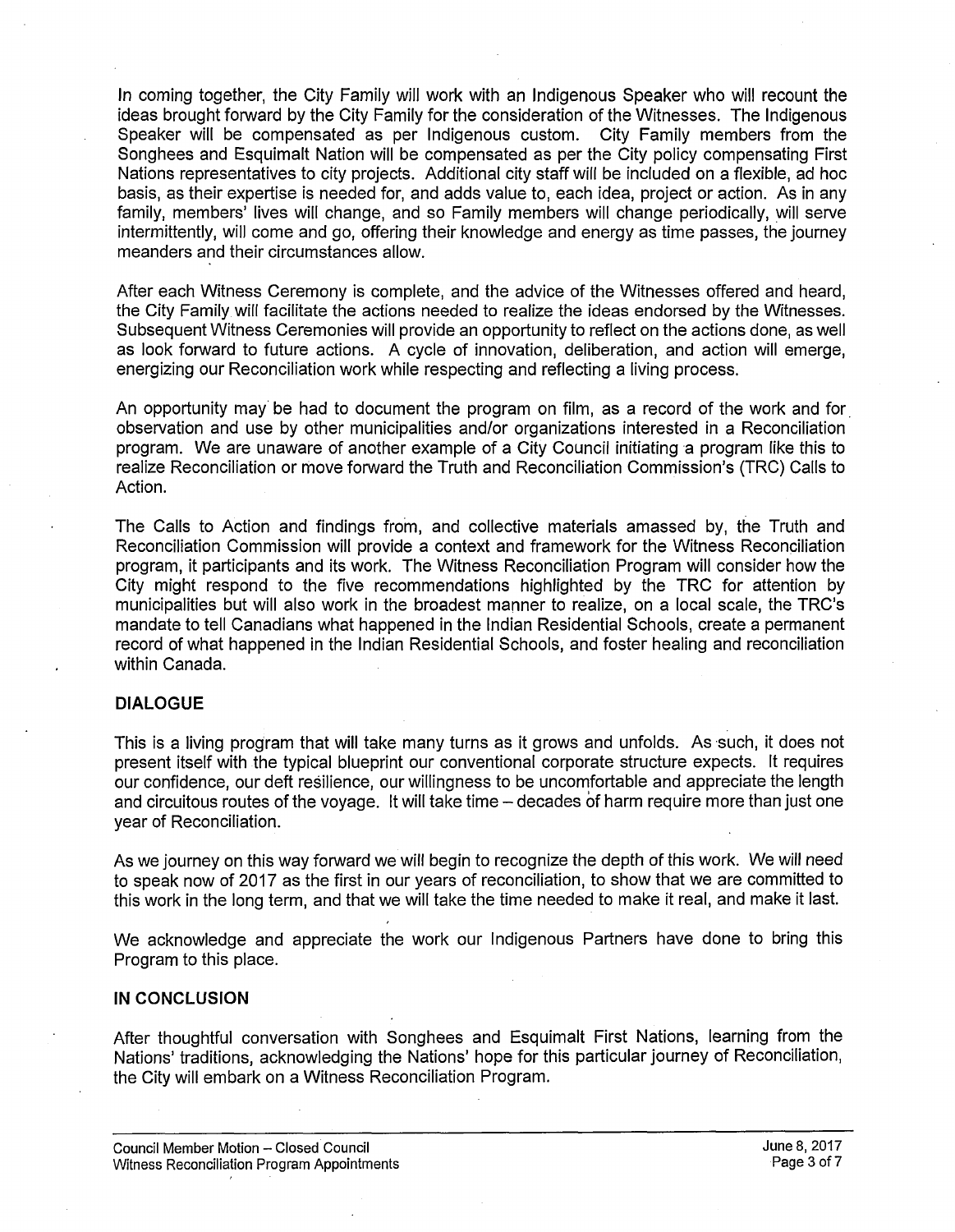In coming together, the City Family will work with an Indigenous Speaker who will recount the ideas brought forward by the City Family for the consideration of the Witnesses. The Indigenous Speaker will be compensated as per Indigenous custom. City Family members from the Songhees and Esquimalt Nation will be compensated as per the City policy compensating First Nations representatives to city projects. Additional city staff will be included on a flexible, ad hoc basis, as their expertise is needed for, and adds value to, each idea, project or action. As in any family, members' lives will change, and so Family members will change periodically, will serve intermittently, will come and go, offering their knowledge and energy as time passes, the journey meanders and their circumstances allow.

After each Witness Ceremony is complete, and the advice of the Witnesses offered and heard, the City Family will facilitate the actions needed to realize the ideas endorsed by the Witnesses. Subsequent Witness Ceremonies will provide an opportunity to reflect on the actions done, as well as look forward to future actions. A cycle of innovation, deliberation, and action will emerge, energizing our Reconciliation work while respecting and reflecting a living process.

An opportunity may be had to document the program on film, as a record of the work and for observation and use by other municipalities and/or organizations interested in a Reconciliation program. We are unaware of another example of a City Council initiating a program like this to realize Reconciliation or move forward the Truth and Reconciliation Commission's (TRC) Calls to Action.

The Calls to Action and findings from, and collective materials amassed by, the Truth and Reconciliation Commission will provide a context and framework for the Witness Reconciliation program, it participants and its work. The Witness Reconciliation Program will consider how the City might respond to the five recommendations highlighted by the TRC for attention by municipalities but will also work in the broadest manner to realize, on a local scale, the TRC's mandate to tell Canadians what happened in the Indian Residential Schools, create a permanent record of what happened in the Indian Residential Schools, and foster healing and reconciliation within Canada.

## DIALOGUE

This is a living program that will take many turns as it grows and unfolds. As such, it does not present itself with the typical blueprint our conventional corporate structure expects. It requires our confidence, our deft resilience, our willingness to be uncomfortable and appreciate the length and circuitous routes of the voyage. It will take time – decades of harm require more than just one year of Reconciliation.

As we journey on this way forward we will begin to recognize the depth of this work. We will need to speak now of 2017 as the first in our years of reconciliation, to show that we are committed to this work in the long term, and that we will take the time needed to make it real, and make it last.

We acknowledge and appreciate the work our Indigenous Partners have done to bring this Program to this place.

## IN CONCLUSION

After thoughtful conversation with Songhees and Esquimalt First Nations, learning from the Nations' traditions, acknowledging the Nations' hope for this particular journey of Reconciliation, the City will embark on a Witness Reconciliation Program.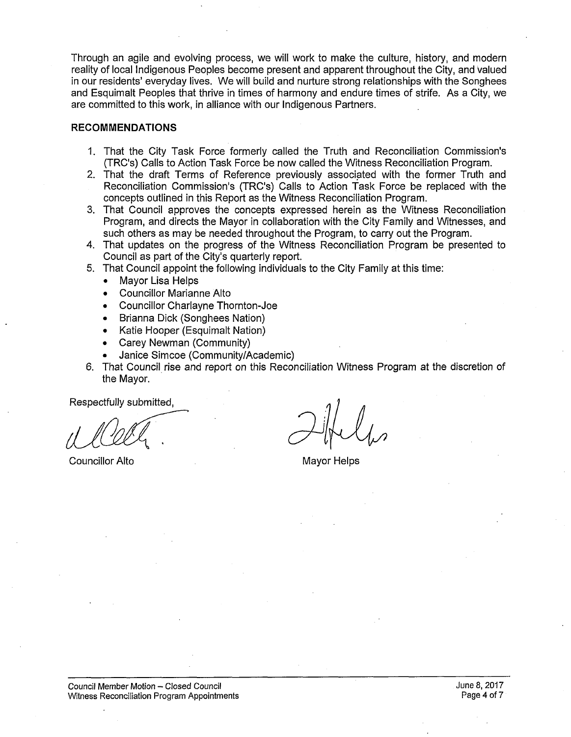Through an agile and evolving process, we will work to make the culture, history, and modern reality of local Indigenous Peoples become present and apparent throughout the City, and valued in our residents' everyday lives. We will build and nurture strong relationships with the Songhees and Esquimalt Peoples that thrive in times of harmony and endure times of strife. As a City, we are committed to this work, in alliance with our Indigenous Partners.

## RECOMMENDATIONS

1. That the City Task Force formerly called the Truth and Reconciliation Commission's (TRC's) Calls to Action Task Force be now called the Witness Reconciliation Program.
2. That the draft Terms of Reference previously associated with the former Truth and Reconciliation Commission's (TRC's) Calls to Action Task Force be replaced with the concepts outlined in this Report as the Witness Reconciliation Program.
3. That Council approves the concepts expressed herein as the Witness Reconciliation Program, and directs the Mayor in collaboration with the City Family and Witnesses, and such others as may be needed throughout the Program, to carry out the Program.
4. That updates on the progress of the Witness Reconciliation Program be presented to Council as part of the City's quarterly report.
5. That Council appoint the following individuals to the City Family at this time:
   - Mayor Lisa Helps
   - Councillor Marianne Alto
   - Councillor Charlayne Thornton-Joe
   - Brianna Dick (Songhees Nation)
   - Katie Hooper (Esquimalt Nation)
   - Carey Newman (Community)
   - Janice Simcoe (Community/Academic)
6. That Council rise and report on this Reconciliation Witness Program at the discretion of the Mayor.

Respectfully submitted,

Councillor Alto

Mayor Helps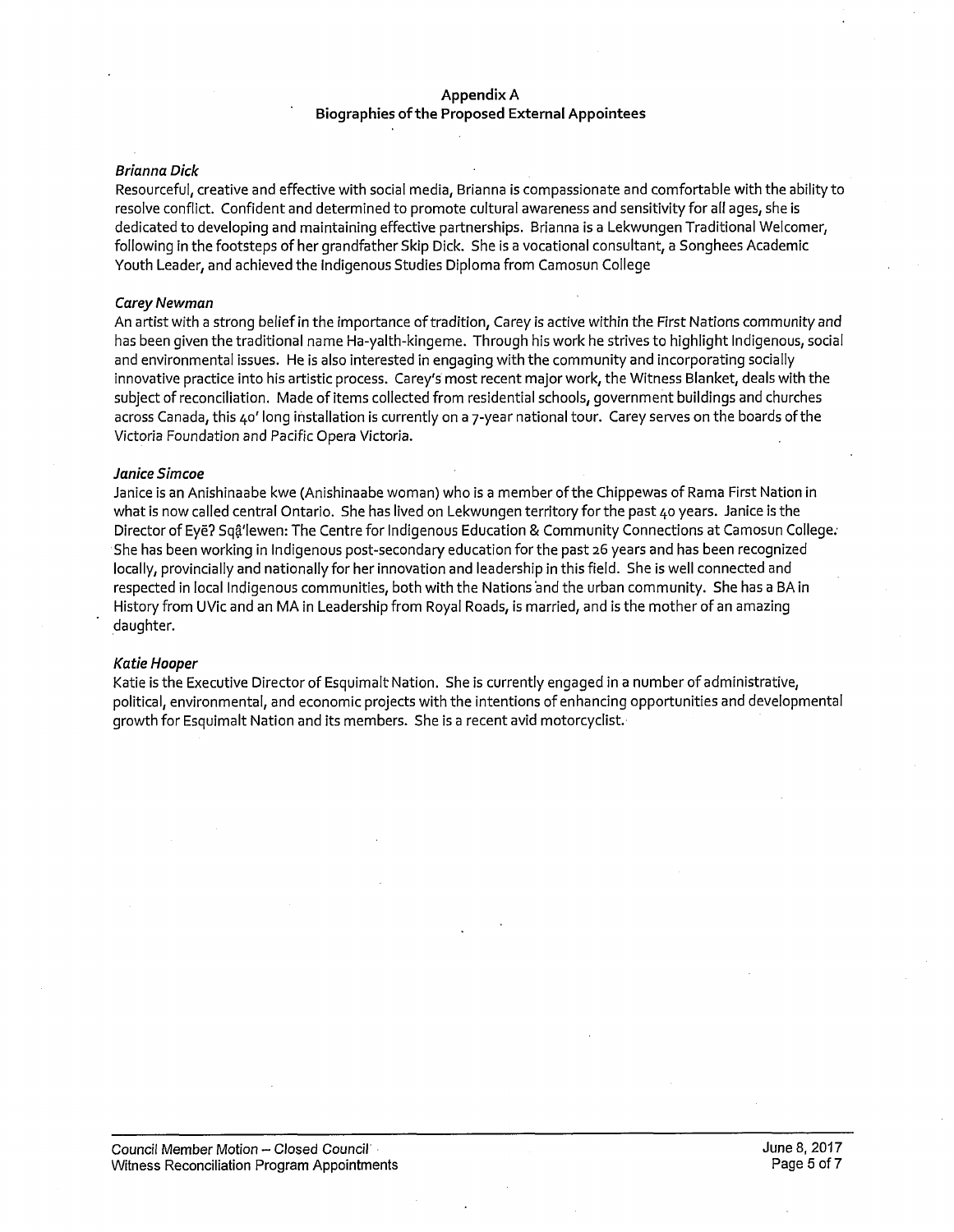## Appendix A
### Biographies of the Proposed External Appointees

***Brianna Dick***

Resourceful, creative and effective with social media, Brianna is compassionate and comfortable with the ability to resolve conflict. Confident and determined to promote cultural awareness and sensitivity for all ages, she is dedicated to developing and maintaining effective partnerships. Brianna is a Lekwungen Traditional Welcomer, following in the footsteps of her grandfather Skip Dick. She is a vocational consultant, a Songhees Academic Youth Leader, and achieved the Indigenous Studies Diploma from Camosun College

***Carey Newman***

An artist with a strong belief in the importance of tradition, Carey is active within the First Nations community and has been given the traditional name Ha-yalth-kingeme. Through his work he strives to highlight Indigenous, social and environmental issues. He is also interested in engaging with the community and incorporating socially innovative practice into his artistic process. Carey's most recent major work, the Witness Blanket, deals with the subject of reconciliation. Made of items collected from residential schools, government buildings and churches across Canada, this 40' long installation is currently on a 7-year national tour. Carey serves on the boards of the Victoria Foundation and Pacific Opera Victoria.

***Janice Simcoe***

Janice is an Anishinaabe kwe (Anishinaabe woman) who is a member of the Chippewas of Rama First Nation in what is now called central Ontario. She has lived on Lekwungen territory for the past 40 years. Janice is the Director of Eyē? Sqā'lewen: The Centre for Indigenous Education & Community Connections at Camosun College. She has been working in Indigenous post-secondary education for the past 26 years and has been recognized locally, provincially and nationally for her innovation and leadership in this field. She is well connected and respected in local Indigenous communities, both with the Nations and the urban community. She has a BA in History from UVic and an MA in Leadership from Royal Roads, is married, and is the mother of an amazing daughter.

***Katie Hooper***

Katie is the Executive Director of Esquimalt Nation. She is currently engaged in a number of administrative, political, environmental, and economic projects with the intentions of enhancing opportunities and developmental growth for Esquimalt Nation and its members. She is a recent avid motorcyclist.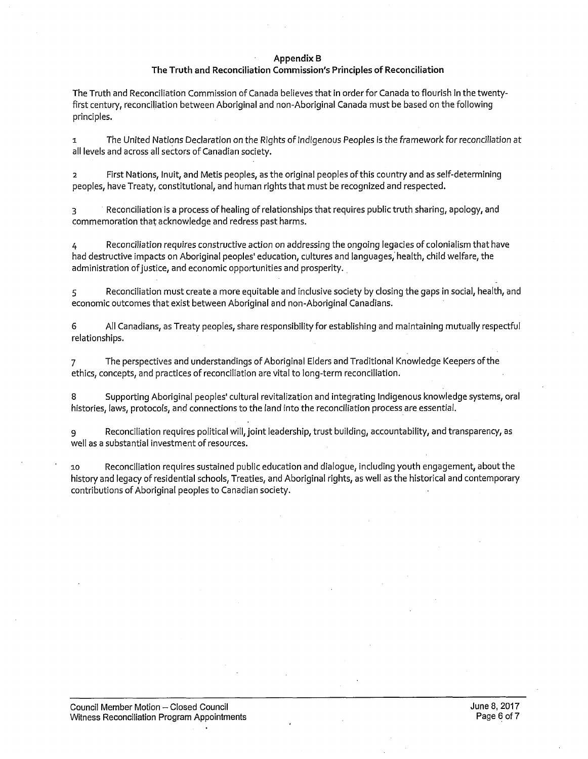## Appendix B
## The Truth and Reconciliation Commission's Principles of Reconciliation

The Truth and Reconciliation Commission of Canada believes that in order for Canada to flourish in the twenty-first century, reconciliation between Aboriginal and non-Aboriginal Canada must be based on the following principles.

1. The United Nations Declaration on the Rights of Indigenous Peoples is the framework for reconciliation at all levels and across all sectors of Canadian society.

2. First Nations, Inuit, and Metis peoples, as the original peoples of this country and as self-determining peoples, have Treaty, constitutional, and human rights that must be recognized and respected.

3. Reconciliation is a process of healing of relationships that requires public truth sharing, apology, and commemoration that acknowledge and redress past harms.

4. Reconciliation requires constructive action on addressing the ongoing legacies of colonialism that have had destructive impacts on Aboriginal peoples' education, cultures and languages, health, child welfare, the administration of justice, and economic opportunities and prosperity.

5. Reconciliation must create a more equitable and inclusive society by closing the gaps in social, health, and economic outcomes that exist between Aboriginal and non-Aboriginal Canadians.

6. All Canadians, as Treaty peoples, share responsibility for establishing and maintaining mutually respectful relationships.

7. The perspectives and understandings of Aboriginal Elders and Traditional Knowledge Keepers of the ethics, concepts, and practices of reconciliation are vital to long-term reconciliation.

8. Supporting Aboriginal peoples' cultural revitalization and integrating Indigenous knowledge systems, oral histories, laws, protocols, and connections to the land into the reconciliation process are essential.

9. Reconciliation requires political will, joint leadership, trust building, accountability, and transparency, as well as a substantial investment of resources.

10. Reconciliation requires sustained public education and dialogue, including youth engagement, about the history and legacy of residential schools, Treaties, and Aboriginal rights, as well as the historical and contemporary contributions of Aboriginal peoples to Canadian society.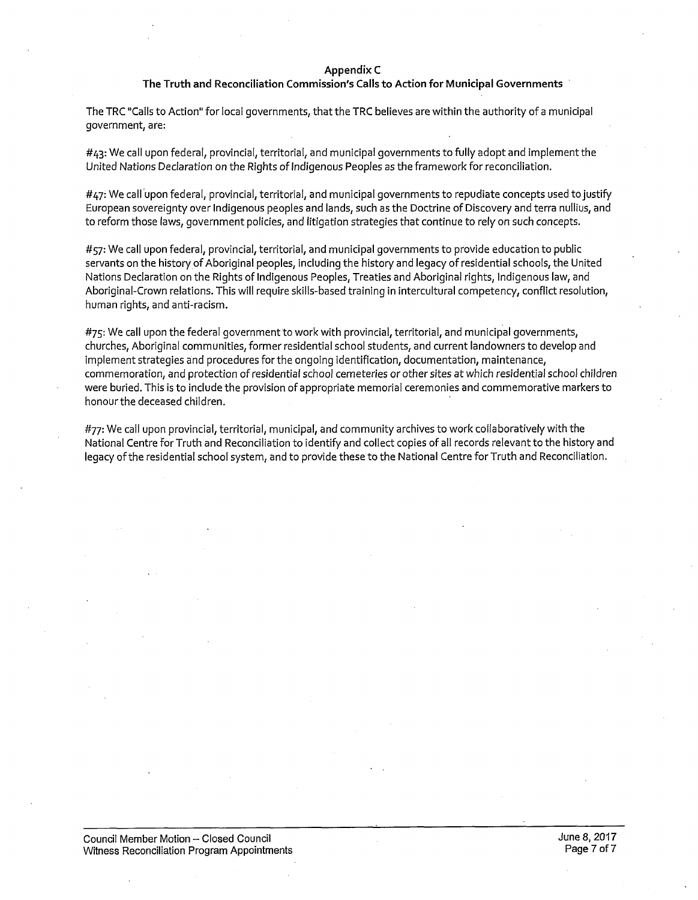## Appendix C
## The Truth and Reconciliation Commission's Calls to Action for Municipal Governments

The TRC "Calls to Action" for local governments, that the TRC believes are within the authority of a municipal government, are:

#43: We call upon federal, provincial, territorial, and municipal governments to fully adopt and implement the United Nations Declaration on the Rights of Indigenous Peoples as the framework for reconciliation.

#47: We call upon federal, provincial, territorial, and municipal governments to repudiate concepts used to justify European sovereignty over Indigenous peoples and lands, such as the Doctrine of Discovery and terra nullius, and to reform those laws, government policies, and litigation strategies that continue to rely on such concepts.

#57: We call upon federal, provincial, territorial, and municipal governments to provide education to public servants on the history of Aboriginal peoples, including the history and legacy of residential schools, the United Nations Declaration on the Rights of Indigenous Peoples, Treaties and Aboriginal rights, Indigenous law, and Aboriginal-Crown relations. This will require skills-based training in intercultural competency, conflict resolution, human rights, and anti-racism.

#75: We call upon the federal government to work with provincial, territorial, and municipal governments, churches, Aboriginal communities, former residential school students, and current landowners to develop and implement strategies and procedures for the ongoing identification, documentation, maintenance, commemoration, and protection of residential school cemeteries or other sites at which residential school children were buried. This is to include the provision of appropriate memorial ceremonies and commemorative markers to honour the deceased children.

#77: We call upon provincial, territorial, municipal, and community archives to work collaboratively with the National Centre for Truth and Reconciliation to identify and collect copies of all records relevant to the history and legacy of the residential school system, and to provide these to the National Centre for Truth and Reconciliation.